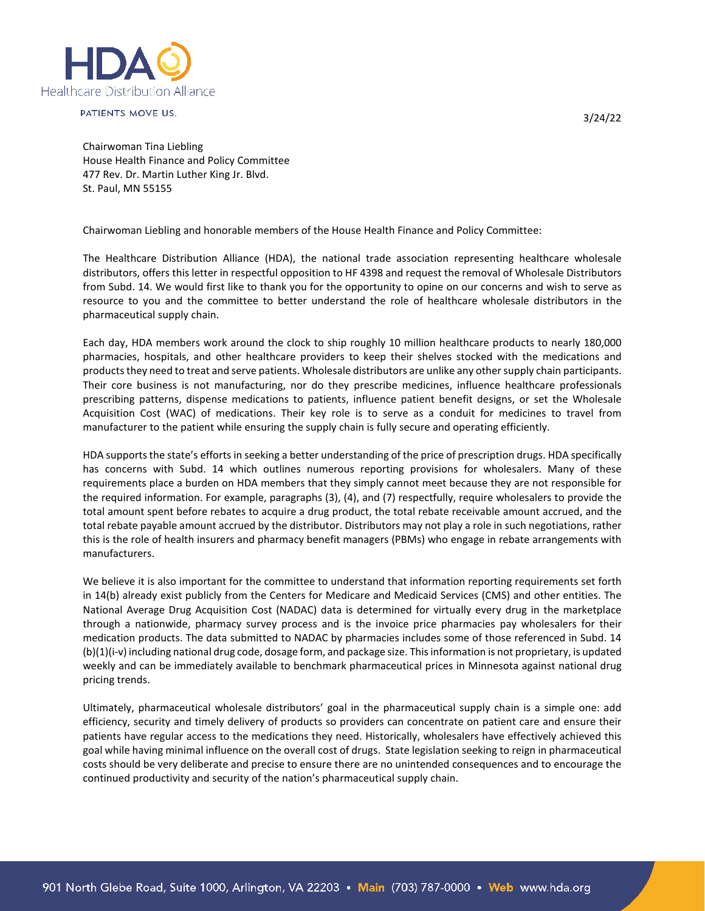HDA Healthcare Distribution Alliance

PATIENTS MOVE US.

3/24/22

Chairwoman Tina Liebling
House Health Finance and Policy Committee
477 Rev. Dr. Martin Luther King Jr. Blvd.
St. Paul, MN 55155

Chairwoman Liebling and honorable members of the House Health Finance and Policy Committee:

The Healthcare Distribution Alliance (HDA), the national trade association representing healthcare wholesale distributors, offers this letter in respectful opposition to HF 4398 and request the removal of Wholesale Distributors from Subd. 14. We would first like to thank you for the opportunity to opine on our concerns and wish to serve as resource to you and the committee to better understand the role of healthcare wholesale distributors in the pharmaceutical supply chain.

Each day, HDA members work around the clock to ship roughly 10 million healthcare products to nearly 180,000 pharmacies, hospitals, and other healthcare providers to keep their shelves stocked with the medications and products they need to treat and serve patients. Wholesale distributors are unlike any other supply chain participants. Their core business is not manufacturing, nor do they prescribe medicines, influence healthcare professionals prescribing patterns, dispense medications to patients, influence patient benefit designs, or set the Wholesale Acquisition Cost (WAC) of medications. Their key role is to serve as a conduit for medicines to travel from manufacturer to the patient while ensuring the supply chain is fully secure and operating efficiently.

HDA supports the state's efforts in seeking a better understanding of the price of prescription drugs. HDA specifically has concerns with Subd. 14 which outlines numerous reporting provisions for wholesalers. Many of these requirements place a burden on HDA members that they simply cannot meet because they are not responsible for the required information. For example, paragraphs (3), (4), and (7) respectfully, require wholesalers to provide the total amount spent before rebates to acquire a drug product, the total rebate receivable amount accrued, and the total rebate payable amount accrued by the distributor. Distributors may not play a role in such negotiations, rather this is the role of health insurers and pharmacy benefit managers (PBMs) who engage in rebate arrangements with manufacturers.

We believe it is also important for the committee to understand that information reporting requirements set forth in 14(b) already exist publicly from the Centers for Medicare and Medicaid Services (CMS) and other entities. The National Average Drug Acquisition Cost (NADAC) data is determined for virtually every drug in the marketplace through a nationwide, pharmacy survey process and is the invoice price pharmacies pay wholesalers for their medication products. The data submitted to NADAC by pharmacies includes some of those referenced in Subd. 14 (b)(1)(i-v) including national drug code, dosage form, and package size. This information is not proprietary, is updated weekly and can be immediately available to benchmark pharmaceutical prices in Minnesota against national drug pricing trends.

Ultimately, pharmaceutical wholesale distributors' goal in the pharmaceutical supply chain is a simple one: add efficiency, security and timely delivery of products so providers can concentrate on patient care and ensure their patients have regular access to the medications they need. Historically, wholesalers have effectively achieved this goal while having minimal influence on the overall cost of drugs. State legislation seeking to reign in pharmaceutical costs should be very deliberate and precise to ensure there are no unintended consequences and to encourage the continued productivity and security of the nation's pharmaceutical supply chain.

901 North Glebe Road, Suite 1000, Arlington, VA 22203 • Main (703) 787-0000 • Web www.hda.org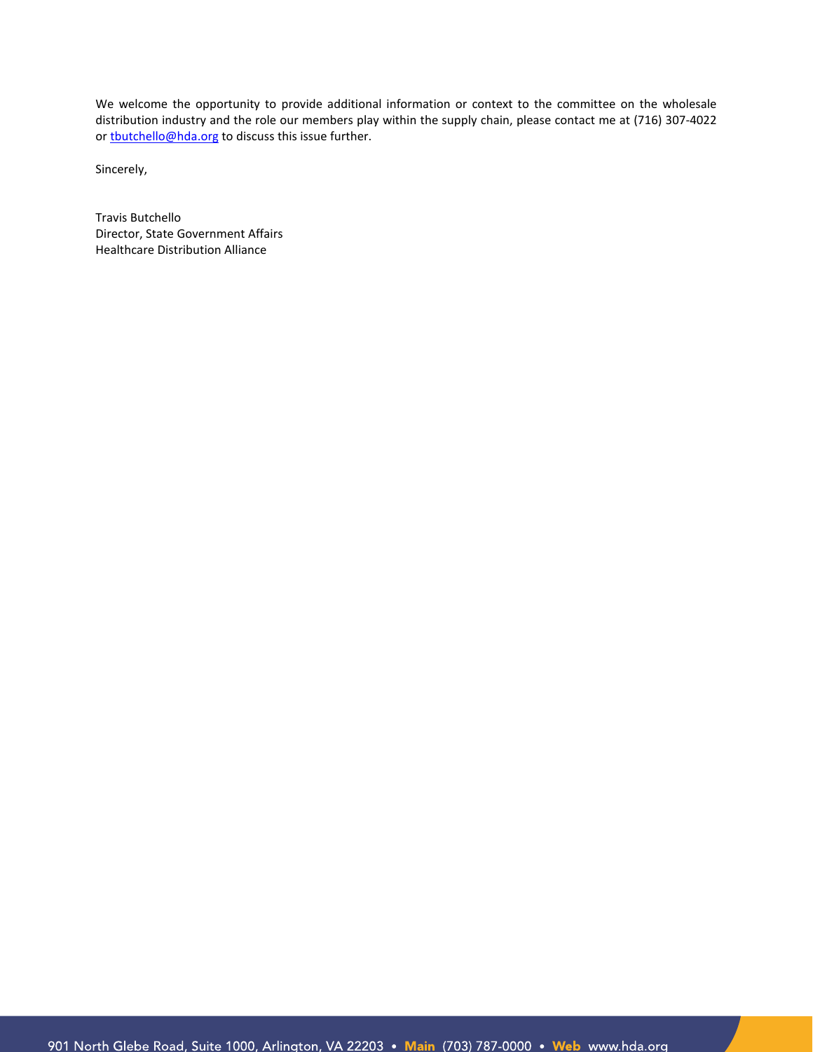We welcome the opportunity to provide additional information or context to the committee on the wholesale distribution industry and the role our members play within the supply chain, please contact me at (716) 307-4022 or tbutchello@hda.org to discuss this issue further.

Sincerely,

Travis Butchello
Director, State Government Affairs
Healthcare Distribution Alliance